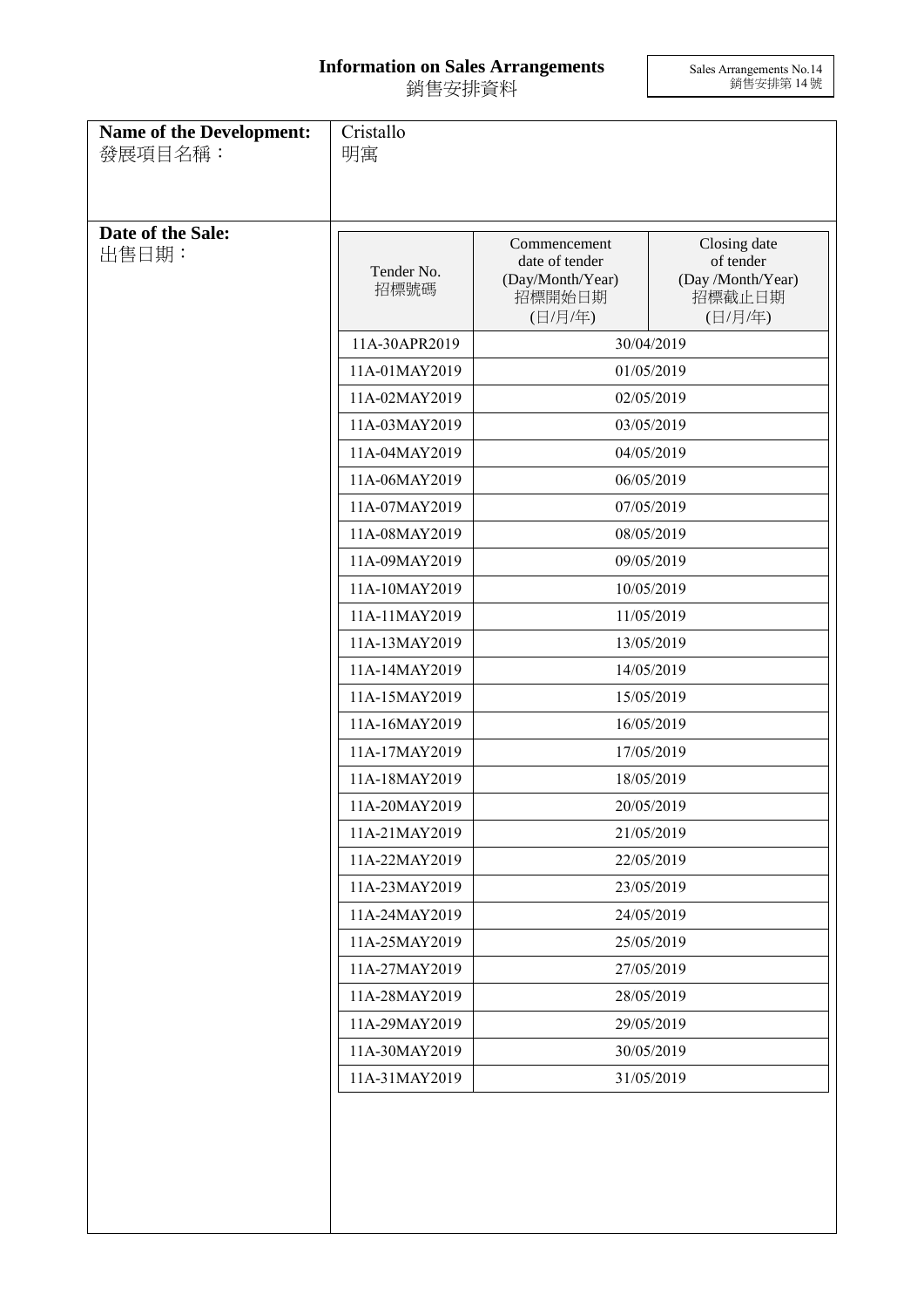# Information on Sales Arrangements
# 銷售安排資料

Sales Arrangements No.14
銷售安排第 14 號

| **Name of the Development:** 發展項目名稱： | Cristallo 明寓 |
|---|---|

**Date of the Sale:**
出售日期：

| Tender No. 招標號碼 | Commencement date of tender (Day/Month/Year) 招標開始日期 (日/月/年) | Closing date of tender (Day /Month/Year) 招標截止日期 (日/月/年) |
|---|---|---|
| 11A-30APR2019 | 30/04/2019 | |
| 11A-01MAY2019 | 01/05/2019 | |
| 11A-02MAY2019 | 02/05/2019 | |
| 11A-03MAY2019 | 03/05/2019 | |
| 11A-04MAY2019 | 04/05/2019 | |
| 11A-06MAY2019 | 06/05/2019 | |
| 11A-07MAY2019 | 07/05/2019 | |
| 11A-08MAY2019 | 08/05/2019 | |
| 11A-09MAY2019 | 09/05/2019 | |
| 11A-10MAY2019 | 10/05/2019 | |
| 11A-11MAY2019 | 11/05/2019 | |
| 11A-13MAY2019 | 13/05/2019 | |
| 11A-14MAY2019 | 14/05/2019 | |
| 11A-15MAY2019 | 15/05/2019 | |
| 11A-16MAY2019 | 16/05/2019 | |
| 11A-17MAY2019 | 17/05/2019 | |
| 11A-18MAY2019 | 18/05/2019 | |
| 11A-20MAY2019 | 20/05/2019 | |
| 11A-21MAY2019 | 21/05/2019 | |
| 11A-22MAY2019 | 22/05/2019 | |
| 11A-23MAY2019 | 23/05/2019 | |
| 11A-24MAY2019 | 24/05/2019 | |
| 11A-25MAY2019 | 25/05/2019 | |
| 11A-27MAY2019 | 27/05/2019 | |
| 11A-28MAY2019 | 28/05/2019 | |
| 11A-29MAY2019 | 29/05/2019 | |
| 11A-30MAY2019 | 30/05/2019 | |
| 11A-31MAY2019 | 31/05/2019 | |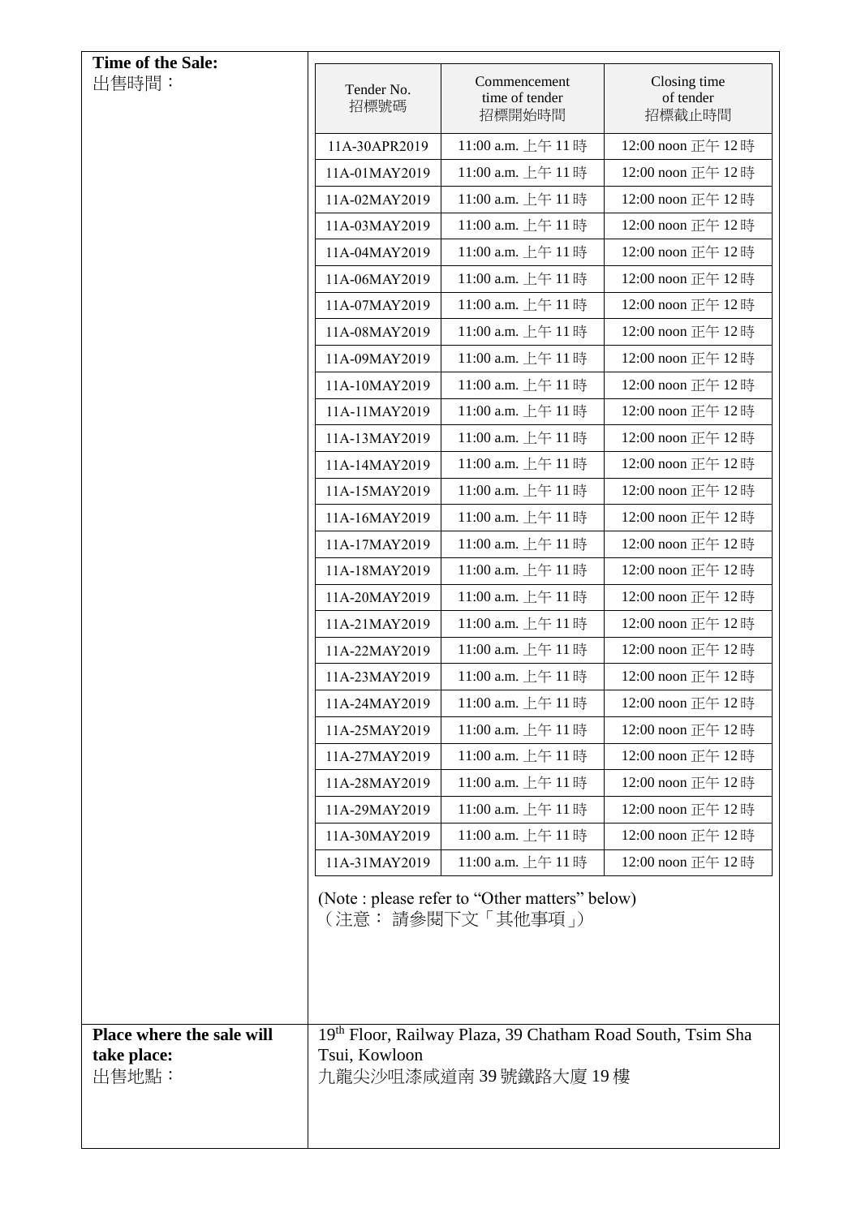| Time of the Sale:<br>出售時間： | | | |
|---|---|---|---|
| | Tender No.<br>招標號碼 | Commencement time of tender<br>招標開始時間 | Closing time of tender<br>招標截止時間 |
| | 11A-30APR2019 | 11:00 a.m. 上午 11 時 | 12:00 noon 正午 12 時 |
| | 11A-01MAY2019 | 11:00 a.m. 上午 11 時 | 12:00 noon 正午 12 時 |
| | 11A-02MAY2019 | 11:00 a.m. 上午 11 時 | 12:00 noon 正午 12 時 |
| | 11A-03MAY2019 | 11:00 a.m. 上午 11 時 | 12:00 noon 正午 12 時 |
| | 11A-04MAY2019 | 11:00 a.m. 上午 11 時 | 12:00 noon 正午 12 時 |
| | 11A-06MAY2019 | 11:00 a.m. 上午 11 時 | 12:00 noon 正午 12 時 |
| | 11A-07MAY2019 | 11:00 a.m. 上午 11 時 | 12:00 noon 正午 12 時 |
| | 11A-08MAY2019 | 11:00 a.m. 上午 11 時 | 12:00 noon 正午 12 時 |
| | 11A-09MAY2019 | 11:00 a.m. 上午 11 時 | 12:00 noon 正午 12 時 |
| | 11A-10MAY2019 | 11:00 a.m. 上午 11 時 | 12:00 noon 正午 12 時 |
| | 11A-11MAY2019 | 11:00 a.m. 上午 11 時 | 12:00 noon 正午 12 時 |
| | 11A-13MAY2019 | 11:00 a.m. 上午 11 時 | 12:00 noon 正午 12 時 |
| | 11A-14MAY2019 | 11:00 a.m. 上午 11 時 | 12:00 noon 正午 12 時 |
| | 11A-15MAY2019 | 11:00 a.m. 上午 11 時 | 12:00 noon 正午 12 時 |
| | 11A-16MAY2019 | 11:00 a.m. 上午 11 時 | 12:00 noon 正午 12 時 |
| | 11A-17MAY2019 | 11:00 a.m. 上午 11 時 | 12:00 noon 正午 12 時 |
| | 11A-18MAY2019 | 11:00 a.m. 上午 11 時 | 12:00 noon 正午 12 時 |
| | 11A-20MAY2019 | 11:00 a.m. 上午 11 時 | 12:00 noon 正午 12 時 |
| | 11A-21MAY2019 | 11:00 a.m. 上午 11 時 | 12:00 noon 正午 12 時 |
| | 11A-22MAY2019 | 11:00 a.m. 上午 11 時 | 12:00 noon 正午 12 時 |
| | 11A-23MAY2019 | 11:00 a.m. 上午 11 時 | 12:00 noon 正午 12 時 |
| | 11A-24MAY2019 | 11:00 a.m. 上午 11 時 | 12:00 noon 正午 12 時 |
| | 11A-25MAY2019 | 11:00 a.m. 上午 11 時 | 12:00 noon 正午 12 時 |
| | 11A-27MAY2019 | 11:00 a.m. 上午 11 時 | 12:00 noon 正午 12 時 |
| | 11A-28MAY2019 | 11:00 a.m. 上午 11 時 | 12:00 noon 正午 12 時 |
| | 11A-29MAY2019 | 11:00 a.m. 上午 11 時 | 12:00 noon 正午 12 時 |
| | 11A-30MAY2019 | 11:00 a.m. 上午 11 時 | 12:00 noon 正午 12 時 |
| | 11A-31MAY2019 | 11:00 a.m. 上午 11 時 | 12:00 noon 正午 12 時 |

(Note : please refer to "Other matters" below)
（注意： 請參閱下文「其他事項」）

| | |
|---|---|
| **Place where the sale will take place:**<br>出售地點： | 19th Floor, Railway Plaza, 39 Chatham Road South, Tsim Sha Tsui, Kowloon<br>九龍尖沙咀漆咸道南 39 號鐵路大廈 19 樓 |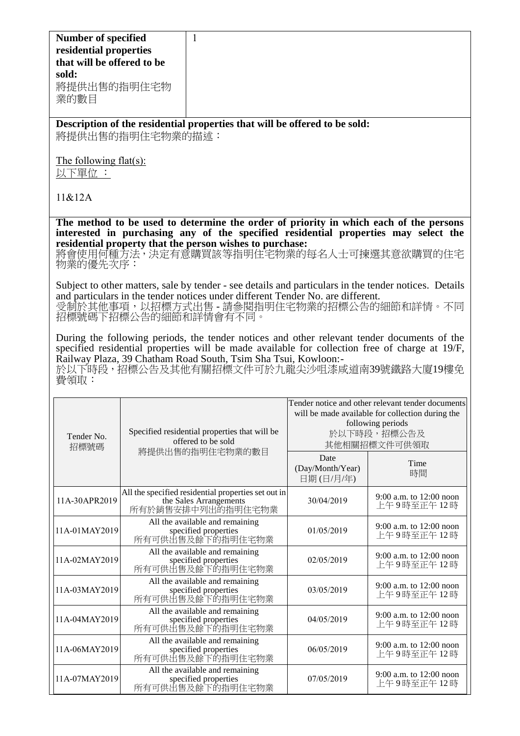| **Number of specified residential properties that will be offered to be sold:** 將提供出售的指明住宅物業的數目 | 1 |
|---|---|

**Description of the residential properties that will be offered to be sold:**
將提供出售的指明住宅物業的描述：

The following flat(s):
以下單位 ：

11&12A

**The method to be used to determine the order of priority in which each of the persons interested in purchasing any of the specified residential properties may select the residential property that the person wishes to purchase:**
將會使用何種方法，決定有意購買該等指明住宅物業的每名人士可揀選其意欲購買的住宅物業的優先次序：

Subject to other matters, sale by tender - see details and particulars in the tender notices. Details and particulars in the tender notices under different Tender No. are different.
受制於其他事項，以招標方式出售 - 請參閱指明住宅物業的招標公告的細節和詳情。不同招標號碼下招標公告的細節和詳情會有不同。

During the following periods, the tender notices and other relevant tender documents of the specified residential properties will be made available for collection free of charge at 19/F, Railway Plaza, 39 Chatham Road South, Tsim Sha Tsui, Kowloon:-
於以下時段，招標公告及其他有關招標文件可於九龍尖沙咀漆咸道南39號鐵路大廈19樓免費領取：

| Tender No. 招標號碼 | Specified residential properties that will be offered to be sold 將提供出售的指明住宅物業的數目 | Tender notice and other relevant tender documents will be made available for collection during the following periods 於以下時段，招標公告及其他相關招標文件可供領取 | |
|---|---|---|---|
| | | Date (Day/Month/Year) 日期 (日/月/年) | Time 時間 |
| 11A-30APR2019 | All the specified residential properties set out in the Sales Arrangements 所有於銷售安排中列出的指明住宅物業 | 30/04/2019 | 9:00 a.m. to 12:00 noon 上午 9 時至正午 12 時 |
| 11A-01MAY2019 | All the available and remaining specified properties 所有可供出售及餘下的指明住宅物業 | 01/05/2019 | 9:00 a.m. to 12:00 noon 上午 9 時至正午 12 時 |
| 11A-02MAY2019 | All the available and remaining specified properties 所有可供出售及餘下的指明住宅物業 | 02/05/2019 | 9:00 a.m. to 12:00 noon 上午 9 時至正午 12 時 |
| 11A-03MAY2019 | All the available and remaining specified properties 所有可供出售及餘下的指明住宅物業 | 03/05/2019 | 9:00 a.m. to 12:00 noon 上午 9 時至正午 12 時 |
| 11A-04MAY2019 | All the available and remaining specified properties 所有可供出售及餘下的指明住宅物業 | 04/05/2019 | 9:00 a.m. to 12:00 noon 上午 9 時至正午 12 時 |
| 11A-06MAY2019 | All the available and remaining specified properties 所有可供出售及餘下的指明住宅物業 | 06/05/2019 | 9:00 a.m. to 12:00 noon 上午 9 時至正午 12 時 |
| 11A-07MAY2019 | All the available and remaining specified properties 所有可供出售及餘下的指明住宅物業 | 07/05/2019 | 9:00 a.m. to 12:00 noon 上午 9 時至正午 12 時 |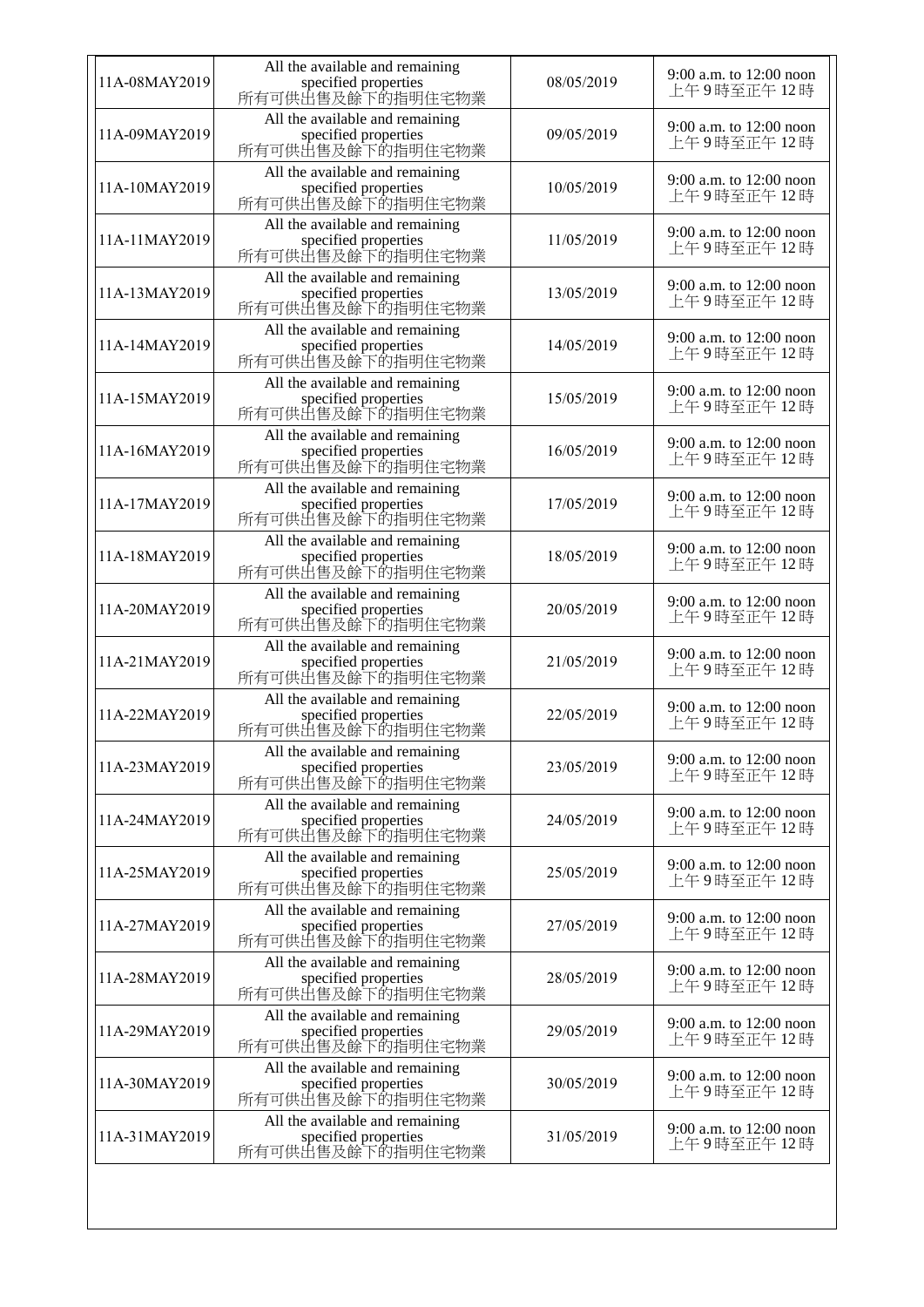| | | | |
|---|---|---|---|
| 11A-08MAY2019 | All the available and remaining specified properties<br>所有可供出售及餘下的指明住宅物業 | 08/05/2019 | 9:00 a.m. to 12:00 noon<br>上午 9 時至正午 12 時 |
| 11A-09MAY2019 | All the available and remaining specified properties<br>所有可供出售及餘下的指明住宅物業 | 09/05/2019 | 9:00 a.m. to 12:00 noon<br>上午 9 時至正午 12 時 |
| 11A-10MAY2019 | All the available and remaining specified properties<br>所有可供出售及餘下的指明住宅物業 | 10/05/2019 | 9:00 a.m. to 12:00 noon<br>上午 9 時至正午 12 時 |
| 11A-11MAY2019 | All the available and remaining specified properties<br>所有可供出售及餘下的指明住宅物業 | 11/05/2019 | 9:00 a.m. to 12:00 noon<br>上午 9 時至正午 12 時 |
| 11A-13MAY2019 | All the available and remaining specified properties<br>所有可供出售及餘下的指明住宅物業 | 13/05/2019 | 9:00 a.m. to 12:00 noon<br>上午 9 時至正午 12 時 |
| 11A-14MAY2019 | All the available and remaining specified properties<br>所有可供出售及餘下的指明住宅物業 | 14/05/2019 | 9:00 a.m. to 12:00 noon<br>上午 9 時至正午 12 時 |
| 11A-15MAY2019 | All the available and remaining specified properties<br>所有可供出售及餘下的指明住宅物業 | 15/05/2019 | 9:00 a.m. to 12:00 noon<br>上午 9 時至正午 12 時 |
| 11A-16MAY2019 | All the available and remaining specified properties<br>所有可供出售及餘下的指明住宅物業 | 16/05/2019 | 9:00 a.m. to 12:00 noon<br>上午 9 時至正午 12 時 |
| 11A-17MAY2019 | All the available and remaining specified properties<br>所有可供出售及餘下的指明住宅物業 | 17/05/2019 | 9:00 a.m. to 12:00 noon<br>上午 9 時至正午 12 時 |
| 11A-18MAY2019 | All the available and remaining specified properties<br>所有可供出售及餘下的指明住宅物業 | 18/05/2019 | 9:00 a.m. to 12:00 noon<br>上午 9 時至正午 12 時 |
| 11A-20MAY2019 | All the available and remaining specified properties<br>所有可供出售及餘下的指明住宅物業 | 20/05/2019 | 9:00 a.m. to 12:00 noon<br>上午 9 時至正午 12 時 |
| 11A-21MAY2019 | All the available and remaining specified properties<br>所有可供出售及餘下的指明住宅物業 | 21/05/2019 | 9:00 a.m. to 12:00 noon<br>上午 9 時至正午 12 時 |
| 11A-22MAY2019 | All the available and remaining specified properties<br>所有可供出售及餘下的指明住宅物業 | 22/05/2019 | 9:00 a.m. to 12:00 noon<br>上午 9 時至正午 12 時 |
| 11A-23MAY2019 | All the available and remaining specified properties<br>所有可供出售及餘下的指明住宅物業 | 23/05/2019 | 9:00 a.m. to 12:00 noon<br>上午 9 時至正午 12 時 |
| 11A-24MAY2019 | All the available and remaining specified properties<br>所有可供出售及餘下的指明住宅物業 | 24/05/2019 | 9:00 a.m. to 12:00 noon<br>上午 9 時至正午 12 時 |
| 11A-25MAY2019 | All the available and remaining specified properties<br>所有可供出售及餘下的指明住宅物業 | 25/05/2019 | 9:00 a.m. to 12:00 noon<br>上午 9 時至正午 12 時 |
| 11A-27MAY2019 | All the available and remaining specified properties<br>所有可供出售及餘下的指明住宅物業 | 27/05/2019 | 9:00 a.m. to 12:00 noon<br>上午 9 時至正午 12 時 |
| 11A-28MAY2019 | All the available and remaining specified properties<br>所有可供出售及餘下的指明住宅物業 | 28/05/2019 | 9:00 a.m. to 12:00 noon<br>上午 9 時至正午 12 時 |
| 11A-29MAY2019 | All the available and remaining specified properties<br>所有可供出售及餘下的指明住宅物業 | 29/05/2019 | 9:00 a.m. to 12:00 noon<br>上午 9 時至正午 12 時 |
| 11A-30MAY2019 | All the available and remaining specified properties<br>所有可供出售及餘下的指明住宅物業 | 30/05/2019 | 9:00 a.m. to 12:00 noon<br>上午 9 時至正午 12 時 |
| 11A-31MAY2019 | All the available and remaining specified properties<br>所有可供出售及餘下的指明住宅物業 | 31/05/2019 | 9:00 a.m. to 12:00 noon<br>上午 9 時至正午 12 時 |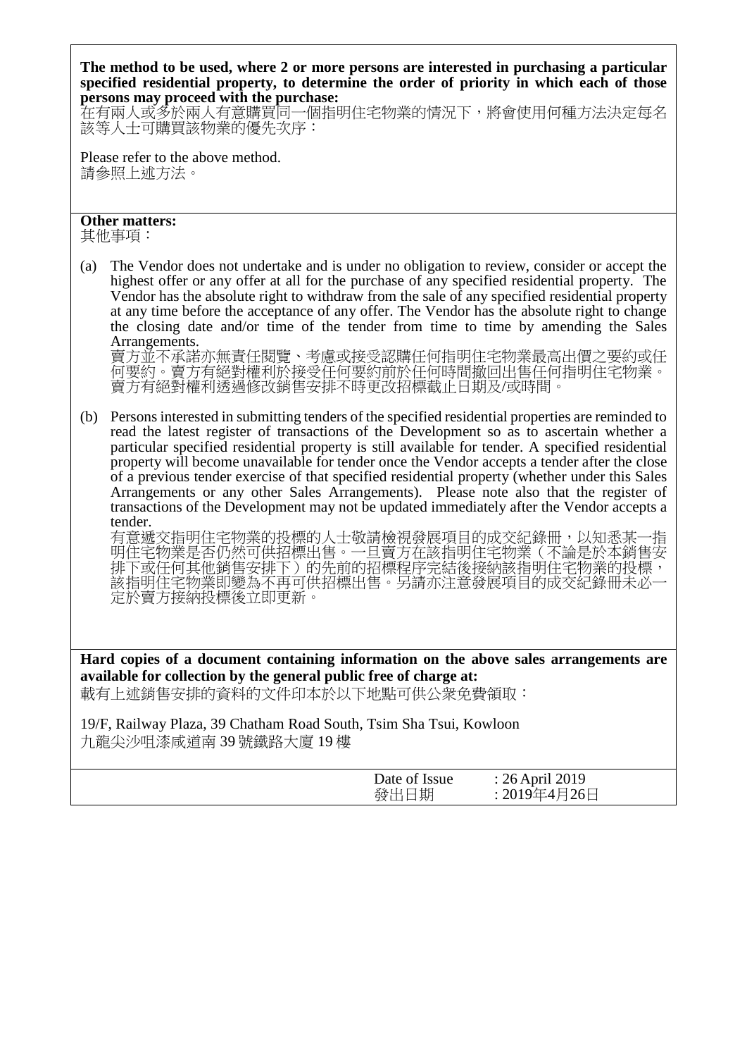**The method to be used, where 2 or more persons are interested in purchasing a particular specified residential property, to determine the order of priority in which each of those persons may proceed with the purchase:**
在有兩人或多於兩人有意購買同一個指明住宅物業的情況下，將會使用何種方法決定每名該等人士可購買該物業的優先次序：

Please refer to the above method.
請參照上述方法。

**Other matters:**
其他事項：

(a) The Vendor does not undertake and is under no obligation to review, consider or accept the highest offer or any offer at all for the purchase of any specified residential property. The Vendor has the absolute right to withdraw from the sale of any specified residential property at any time before the acceptance of any offer. The Vendor has the absolute right to change the closing date and/or time of the tender from time to time by amending the Sales Arrangements.
賣方並不承諾亦無責任閱覽、考慮或接受認購任何指明住宅物業最高出價之要約或任何要約。賣方有絕對權利於接受任何要約前於任何時間撤回出售任何指明住宅物業。賣方有絕對權利透過修改銷售安排不時更改招標截止日期及/或時間。

(b) Persons interested in submitting tenders of the specified residential properties are reminded to read the latest register of transactions of the Development so as to ascertain whether a particular specified residential property is still available for tender. A specified residential property will become unavailable for tender once the Vendor accepts a tender after the close of a previous tender exercise of that specified residential property (whether under this Sales Arrangements or any other Sales Arrangements). Please note also that the register of transactions of the Development may not be updated immediately after the Vendor accepts a tender.
有意遞交指明住宅物業的投標的人士敬請檢視發展項目的成交紀錄冊，以知悉某一指明住宅物業是否仍然可供招標出售。一旦賣方在該指明住宅物業（不論是於本銷售安排下或任何其他銷售安排下）的先前的招標程序完結後接納該指明住宅物業的投標，該指明住宅物業即變為不再可供招標出售。另請亦注意發展項目的成交紀錄冊未必一定於賣方接納投標後立即更新。

**Hard copies of a document containing information on the above sales arrangements are available for collection by the general public free of charge at:**
載有上述銷售安排的資料的文件印本於以下地點可供公眾免費領取：

19/F, Railway Plaza, 39 Chatham Road South, Tsim Sha Tsui, Kowloon
九龍尖沙咀漆咸道南 39 號鐵路大廈 19 樓

Date of Issue 發出日期 : 26 April 2019 : 2019年4月26日